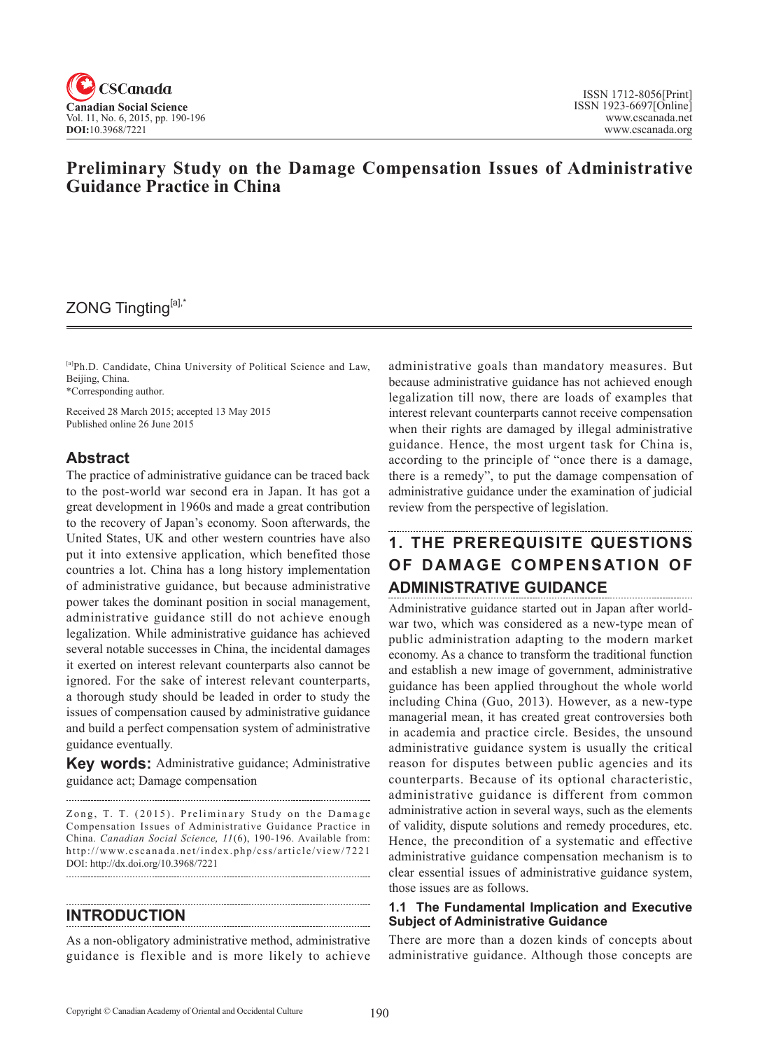# Preliminary Study on the Damage Compensation Issues of Administrative Guidance Practice in China

ZONG Tingting[a],*

[a]Ph.D. Candidate, China University of Political Science and Law, Beijing, China.
*Corresponding author.

Received 28 March 2015; accepted 13 May 2015
Published online 26 June 2015

## Abstract

The practice of administrative guidance can be traced back to the post-world war second era in Japan. It has got a great development in 1960s and made a great contribution to the recovery of Japan's economy. Soon afterwards, the United States, UK and other western countries have also put it into extensive application, which benefited those countries a lot. China has a long history implementation of administrative guidance, but because administrative power takes the dominant position in social management, administrative guidance still do not achieve enough legalization. While administrative guidance has achieved several notable successes in China, the incidental damages it exerted on interest relevant counterparts also cannot be ignored. For the sake of interest relevant counterparts, a thorough study should be leaded in order to study the issues of compensation caused by administrative guidance and build a perfect compensation system of administrative guidance eventually.

**Key words:** Administrative guidance; Administrative guidance act; Damage compensation

Zong, T. T. (2015). Preliminary Study on the Damage Compensation Issues of Administrative Guidance Practice in China. *Canadian Social Science, 11*(6), 190-196. Available from: http://www.cscanada.net/index.php/css/article/view/7221
DOI: http://dx.doi.org/10.3968/7221

## INTRODUCTION

As a non-obligatory administrative method, administrative guidance is flexible and is more likely to achieve administrative goals than mandatory measures. But because administrative guidance has not achieved enough legalization till now, there are loads of examples that interest relevant counterparts cannot receive compensation when their rights are damaged by illegal administrative guidance. Hence, the most urgent task for China is, according to the principle of "once there is a damage, there is a remedy", to put the damage compensation of administrative guidance under the examination of judicial review from the perspective of legislation.

## 1. THE PREREQUISITE QUESTIONS OF DAMAGE COMPENSATION OF ADMINISTRATIVE GUIDANCE

Administrative guidance started out in Japan after world-war two, which was considered as a new-type mean of public administration adapting to the modern market economy. As a chance to transform the traditional function and establish a new image of government, administrative guidance has been applied throughout the whole world including China (Guo, 2013). However, as a new-type managerial mean, it has created great controversies both in academia and practice circle. Besides, the unsound administrative guidance system is usually the critical reason for disputes between public agencies and its counterparts. Because of its optional characteristic, administrative guidance is different from common administrative action in several ways, such as the elements of validity, dispute solutions and remedy procedures, etc. Hence, the precondition of a systematic and effective administrative guidance compensation mechanism is to clear essential issues of administrative guidance system, those issues are as follows.

### 1.1 The Fundamental Implication and Executive Subject of Administrative Guidance

There are more than a dozen kinds of concepts about administrative guidance. Although those concepts are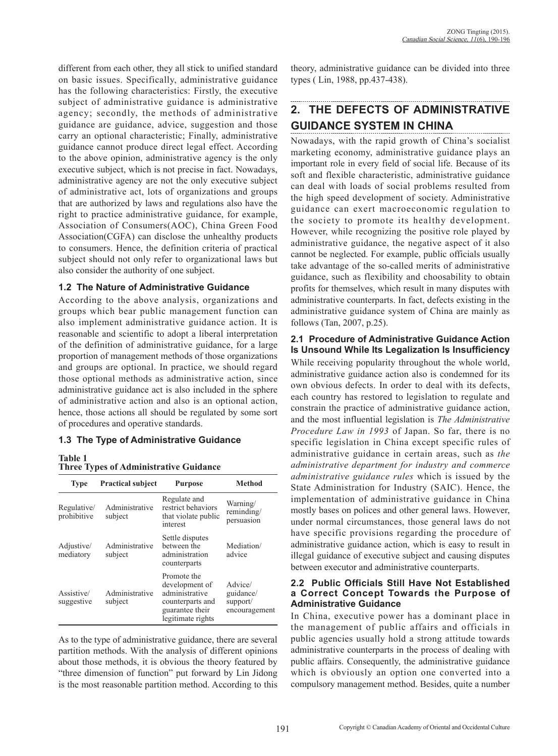different from each other, they all stick to unified standard on basic issues. Specifically, administrative guidance has the following characteristics: Firstly, the executive subject of administrative guidance is administrative agency; secondly, the methods of administrative guidance are guidance, advice, suggestion and those carry an optional characteristic; Finally, administrative guidance cannot produce direct legal effect. According to the above opinion, administrative agency is the only executive subject, which is not precise in fact. Nowadays, administrative agency are not the only executive subject of administrative act, lots of organizations and groups that are authorized by laws and regulations also have the right to practice administrative guidance, for example, Association of Consumers(AOC), China Green Food Association(CGFA) can disclose the unhealthy products to consumers. Hence, the definition criteria of practical subject should not only refer to organizational laws but also consider the authority of one subject.

### 1.2 The Nature of Administrative Guidance

According to the above analysis, organizations and groups which bear public management function can also implement administrative guidance action. It is reasonable and scientific to adopt a liberal interpretation of the definition of administrative guidance, for a large proportion of management methods of those organizations and groups are optional. In practice, we should regard those optional methods as administrative action, since administrative guidance act is also included in the sphere of administrative action and also is an optional action, hence, those actions all should be regulated by some sort of procedures and operative standards.

### 1.3 The Type of Administrative Guidance

**Table 1**
**Three Types of Administrative Guidance**

| Type | Practical subject | Purpose | Method |
|---|---|---|---|
| Regulative/ prohibitive | Administrative subject | Regulate and restrict behaviors that violate public interest | Warning/ reminding/ persuasion |
| Adjustive/ mediatory | Administrative subject | Settle disputes between the administration counterparts | Mediation/ advice |
| Assistive/ suggestive | Administrative subject | Promote the development of administrative counterparts and guarantee their legitimate rights | Advice/ guidance/ support/ encouragement |

As to the type of administrative guidance, there are several partition methods. With the analysis of different opinions about those methods, it is obvious the theory featured by "three dimension of function" put forward by Lin Jidong is the most reasonable partition method. According to this theory, administrative guidance can be divided into three types ( Lin, 1988, pp.437-438).

## 2. THE DEFECTS OF ADMINISTRATIVE GUIDANCE SYSTEM IN CHINA

Nowadays, with the rapid growth of China's socialist marketing economy, administrative guidance plays an important role in every field of social life. Because of its soft and flexible characteristic, administrative guidance can deal with loads of social problems resulted from the high speed development of society. Administrative guidance can exert macroeconomic regulation to the society to promote its healthy development. However, while recognizing the positive role played by administrative guidance, the negative aspect of it also cannot be neglected. For example, public officials usually take advantage of the so-called merits of administrative guidance, such as flexibility and choosability to obtain profits for themselves, which result in many disputes with administrative counterparts. In fact, defects existing in the administrative guidance system of China are mainly as follows (Tan, 2007, p.25).

### 2.1 Procedure of Administrative Guidance Action Is Unsound While Its Legalization Is Insufficiency

While receiving popularity throughout the whole world, administrative guidance action also is condemned for its own obvious defects. In order to deal with its defects, each country has restored to legislation to regulate and constrain the practice of administrative guidance action, and the most influential legislation is *The Administrative Procedure Law in 1993* of Japan. So far, there is no specific legislation in China except specific rules of administrative guidance in certain areas, such as *the administrative department for industry and commerce administrative guidance rules* which is issued by the State Administration for Industry (SAIC). Hence, the implementation of administrative guidance in China mostly bases on polices and other general laws. However, under normal circumstances, those general laws do not have specific provisions regarding the procedure of administrative guidance action, which is easy to result in illegal guidance of executive subject and causing disputes between executor and administrative counterparts.

### 2.2 Public Officials Still Have Not Established a Correct Concept Towards the Purpose of Administrative Guidance

In China, executive power has a dominant place in the management of public affairs and officials in public agencies usually hold a strong attitude towards administrative counterparts in the process of dealing with public affairs. Consequently, the administrative guidance which is obviously an option one converted into a compulsory management method. Besides, quite a number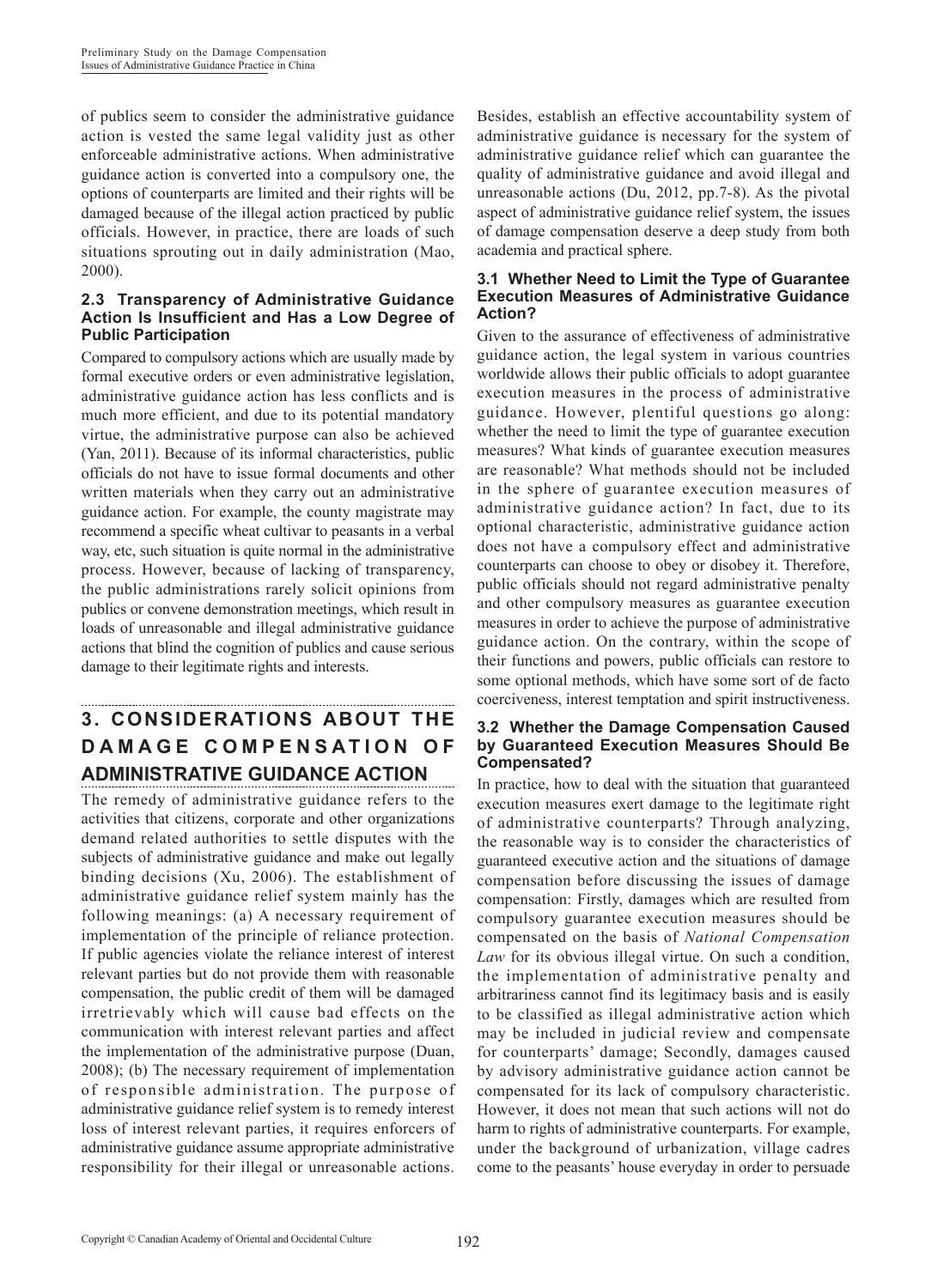of publics seem to consider the administrative guidance action is vested the same legal validity just as other enforceable administrative actions. When administrative guidance action is converted into a compulsory one, the options of counterparts are limited and their rights will be damaged because of the illegal action practiced by public officials. However, in practice, there are loads of such situations sprouting out in daily administration (Mao, 2000).

### 2.3 Transparency of Administrative Guidance Action Is Insufficient and Has a Low Degree of Public Participation

Compared to compulsory actions which are usually made by formal executive orders or even administrative legislation, administrative guidance action has less conflicts and is much more efficient, and due to its potential mandatory virtue, the administrative purpose can also be achieved (Yan, 2011). Because of its informal characteristics, public officials do not have to issue formal documents and other written materials when they carry out an administrative guidance action. For example, the county magistrate may recommend a specific wheat cultivar to peasants in a verbal way, etc, such situation is quite normal in the administrative process. However, because of lacking of transparency, the public administrations rarely solicit opinions from publics or convene demonstration meetings, which result in loads of unreasonable and illegal administrative guidance actions that blind the cognition of publics and cause serious damage to their legitimate rights and interests.

## 3. CONSIDERATIONS ABOUT THE DAMAGE COMPENSATION OF ADMINISTRATIVE GUIDANCE ACTION

The remedy of administrative guidance refers to the activities that citizens, corporate and other organizations demand related authorities to settle disputes with the subjects of administrative guidance and make out legally binding decisions (Xu, 2006). The establishment of administrative guidance relief system mainly has the following meanings: (a) A necessary requirement of implementation of the principle of reliance protection. If public agencies violate the reliance interest of interest relevant parties but do not provide them with reasonable compensation, the public credit of them will be damaged irretrievably which will cause bad effects on the communication with interest relevant parties and affect the implementation of the administrative purpose (Duan, 2008); (b) The necessary requirement of implementation of responsible administration. The purpose of administrative guidance relief system is to remedy interest loss of interest relevant parties, it requires enforcers of administrative guidance assume appropriate administrative responsibility for their illegal or unreasonable actions. Besides, establish an effective accountability system of administrative guidance is necessary for the system of administrative guidance relief which can guarantee the quality of administrative guidance and avoid illegal and unreasonable actions (Du, 2012, pp.7-8). As the pivotal aspect of administrative guidance relief system, the issues of damage compensation deserve a deep study from both academia and practical sphere.

### 3.1 Whether Need to Limit the Type of Guarantee Execution Measures of Administrative Guidance Action?

Given to the assurance of effectiveness of administrative guidance action, the legal system in various countries worldwide allows their public officials to adopt guarantee execution measures in the process of administrative guidance. However, plentiful questions go along: whether the need to limit the type of guarantee execution measures? What kinds of guarantee execution measures are reasonable? What methods should not be included in the sphere of guarantee execution measures of administrative guidance action? In fact, due to its optional characteristic, administrative guidance action does not have a compulsory effect and administrative counterparts can choose to obey or disobey it. Therefore, public officials should not regard administrative penalty and other compulsory measures as guarantee execution measures in order to achieve the purpose of administrative guidance action. On the contrary, within the scope of their functions and powers, public officials can restore to some optional methods, which have some sort of de facto coerciveness, interest temptation and spirit instructiveness.

### 3.2 Whether the Damage Compensation Caused by Guaranteed Execution Measures Should Be Compensated?

In practice, how to deal with the situation that guaranteed execution measures exert damage to the legitimate right of administrative counterparts? Through analyzing, the reasonable way is to consider the characteristics of guaranteed executive action and the situations of damage compensation before discussing the issues of damage compensation: Firstly, damages which are resulted from compulsory guarantee execution measures should be compensated on the basis of *National Compensation Law* for its obvious illegal virtue. On such a condition, the implementation of administrative penalty and arbitrariness cannot find its legitimacy basis and is easily to be classified as illegal administrative action which may be included in judicial review and compensate for counterparts' damage; Secondly, damages caused by advisory administrative guidance action cannot be compensated for its lack of compulsory characteristic. However, it does not mean that such actions will not do harm to rights of administrative counterparts. For example, under the background of urbanization, village cadres come to the peasants' house everyday in order to persuade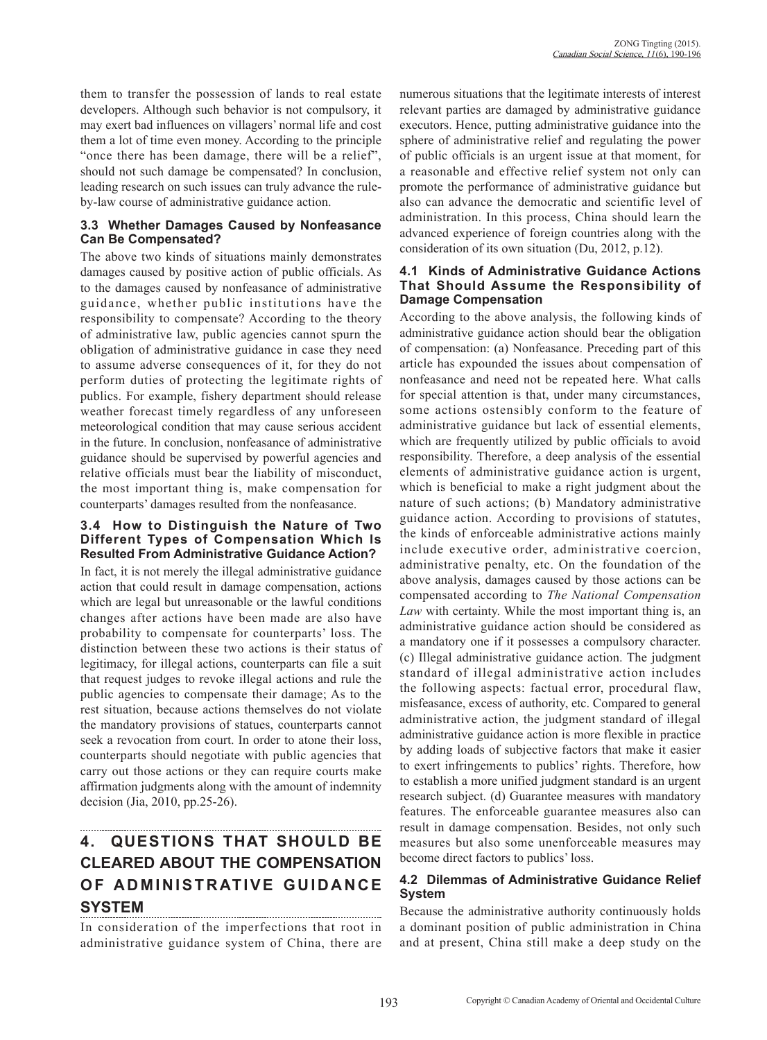them to transfer the possession of lands to real estate developers. Although such behavior is not compulsory, it may exert bad influences on villagers' normal life and cost them a lot of time even money. According to the principle "once there has been damage, there will be a relief", should not such damage be compensated? In conclusion, leading research on such issues can truly advance the rule-by-law course of administrative guidance action.

### 3.3 Whether Damages Caused by Nonfeasance Can Be Compensated?

The above two kinds of situations mainly demonstrates damages caused by positive action of public officials. As to the damages caused by nonfeasance of administrative guidance, whether public institutions have the responsibility to compensate? According to the theory of administrative law, public agencies cannot spurn the obligation of administrative guidance in case they need to assume adverse consequences of it, for they do not perform duties of protecting the legitimate rights of publics. For example, fishery department should release weather forecast timely regardless of any unforeseen meteorological condition that may cause serious accident in the future. In conclusion, nonfeasance of administrative guidance should be supervised by powerful agencies and relative officials must bear the liability of misconduct, the most important thing is, make compensation for counterparts' damages resulted from the nonfeasance.

### 3.4 How to Distinguish the Nature of Two Different Types of Compensation Which Is Resulted From Administrative Guidance Action?

In fact, it is not merely the illegal administrative guidance action that could result in damage compensation, actions which are legal but unreasonable or the lawful conditions changes after actions have been made are also have probability to compensate for counterparts' loss. The distinction between these two actions is their status of legitimacy, for illegal actions, counterparts can file a suit that request judges to revoke illegal actions and rule the public agencies to compensate their damage; As to the rest situation, because actions themselves do not violate the mandatory provisions of statues, counterparts cannot seek a revocation from court. In order to atone their loss, counterparts should negotiate with public agencies that carry out those actions or they can require courts make affirmation judgments along with the amount of indemnity decision (Jia, 2010, pp.25-26).

## 4. QUESTIONS THAT SHOULD BE CLEARED ABOUT THE COMPENSATION OF ADMINISTRATIVE GUIDANCE SYSTEM

In consideration of the imperfections that root in administrative guidance system of China, there are numerous situations that the legitimate interests of interest relevant parties are damaged by administrative guidance executors. Hence, putting administrative guidance into the sphere of administrative relief and regulating the power of public officials is an urgent issue at that moment, for a reasonable and effective relief system not only can promote the performance of administrative guidance but also can advance the democratic and scientific level of administration. In this process, China should learn the advanced experience of foreign countries along with the consideration of its own situation (Du, 2012, p.12).

### 4.1 Kinds of Administrative Guidance Actions That Should Assume the Responsibility of Damage Compensation

According to the above analysis, the following kinds of administrative guidance action should bear the obligation of compensation: (a) Nonfeasance. Preceding part of this article has expounded the issues about compensation of nonfeasance and need not be repeated here. What calls for special attention is that, under many circumstances, some actions ostensibly conform to the feature of administrative guidance but lack of essential elements, which are frequently utilized by public officials to avoid responsibility. Therefore, a deep analysis of the essential elements of administrative guidance action is urgent, which is beneficial to make a right judgment about the nature of such actions; (b) Mandatory administrative guidance action. According to provisions of statutes, the kinds of enforceable administrative actions mainly include executive order, administrative coercion, administrative penalty, etc. On the foundation of the above analysis, damages caused by those actions can be compensated according to *The National Compensation Law* with certainty. While the most important thing is, an administrative guidance action should be considered as a mandatory one if it possesses a compulsory character. (c) Illegal administrative guidance action. The judgment standard of illegal administrative action includes the following aspects: factual error, procedural flaw, misfeasance, excess of authority, etc. Compared to general administrative action, the judgment standard of illegal administrative guidance action is more flexible in practice by adding loads of subjective factors that make it easier to exert infringements to publics' rights. Therefore, how to establish a more unified judgment standard is an urgent research subject. (d) Guarantee measures with mandatory features. The enforceable guarantee measures also can result in damage compensation. Besides, not only such measures but also some unenforceable measures may become direct factors to publics' loss.

### 4.2 Dilemmas of Administrative Guidance Relief System

Because the administrative authority continuously holds a dominant position of public administration in China and at present, China still make a deep study on the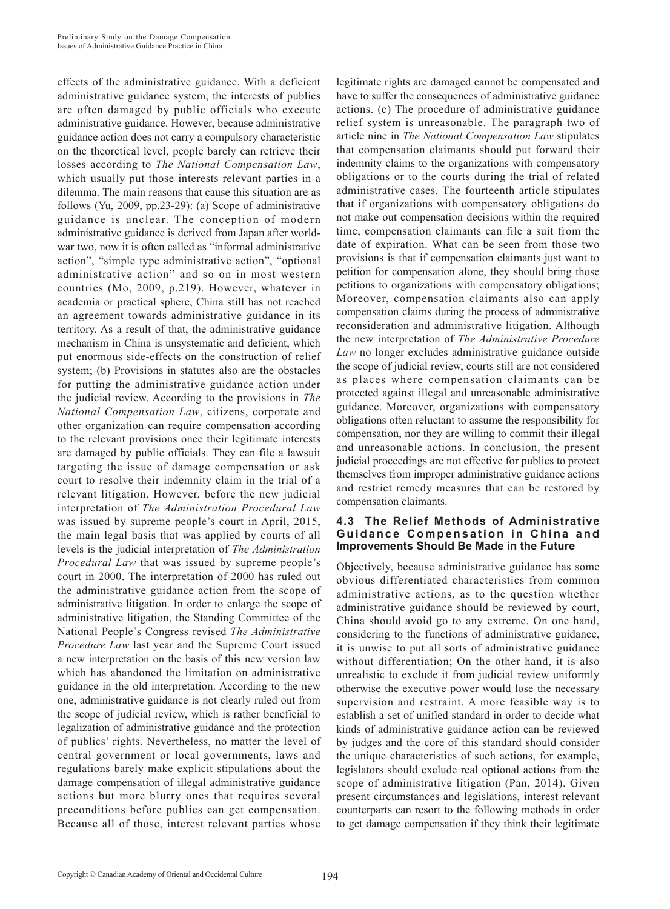effects of the administrative guidance. With a deficient administrative guidance system, the interests of publics are often damaged by public officials who execute administrative guidance. However, because administrative guidance action does not carry a compulsory characteristic on the theoretical level, people barely can retrieve their losses according to *The National Compensation Law*, which usually put those interests relevant parties in a dilemma. The main reasons that cause this situation are as follows (Yu, 2009, pp.23-29): (a) Scope of administrative guidance is unclear. The conception of modern administrative guidance is derived from Japan after world-war two, now it is often called as "informal administrative action", "simple type administrative action", "optional administrative action" and so on in most western countries (Mo, 2009, p.219). However, whatever in academia or practical sphere, China still has not reached an agreement towards administrative guidance in its territory. As a result of that, the administrative guidance mechanism in China is unsystematic and deficient, which put enormous side-effects on the construction of relief system; (b) Provisions in statutes also are the obstacles for putting the administrative guidance action under the judicial review. According to the provisions in *The National Compensation Law*, citizens, corporate and other organization can require compensation according to the relevant provisions once their legitimate interests are damaged by public officials. They can file a lawsuit targeting the issue of damage compensation or ask court to resolve their indemnity claim in the trial of a relevant litigation. However, before the new judicial interpretation of *The Administration Procedural Law* was issued by supreme people's court in April, 2015, the main legal basis that was applied by courts of all levels is the judicial interpretation of *The Administration Procedural Law* that was issued by supreme people's court in 2000. The interpretation of 2000 has ruled out the administrative guidance action from the scope of administrative litigation. In order to enlarge the scope of administrative litigation, the Standing Committee of the National People's Congress revised *The Administrative Procedure Law* last year and the Supreme Court issued a new interpretation on the basis of this new version law which has abandoned the limitation on administrative guidance in the old interpretation. According to the new one, administrative guidance is not clearly ruled out from the scope of judicial review, which is rather beneficial to legalization of administrative guidance and the protection of publics' rights. Nevertheless, no matter the level of central government or local governments, laws and regulations barely make explicit stipulations about the damage compensation of illegal administrative guidance actions but more blurry ones that requires several preconditions before publics can get compensation. Because all of those, interest relevant parties whose legitimate rights are damaged cannot be compensated and have to suffer the consequences of administrative guidance actions. (c) The procedure of administrative guidance relief system is unreasonable. The paragraph two of article nine in *The National Compensation Law* stipulates that compensation claimants should put forward their indemnity claims to the organizations with compensatory obligations or to the courts during the trial of related administrative cases. The fourteenth article stipulates that if organizations with compensatory obligations do not make out compensation decisions within the required time, compensation claimants can file a suit from the date of expiration. What can be seen from those two provisions is that if compensation claimants just want to petition for compensation alone, they should bring those petitions to organizations with compensatory obligations; Moreover, compensation claimants also can apply compensation claims during the process of administrative reconsideration and administrative litigation. Although the new interpretation of *The Administrative Procedure Law* no longer excludes administrative guidance outside the scope of judicial review, courts still are not considered as places where compensation claimants can be protected against illegal and unreasonable administrative guidance. Moreover, organizations with compensatory obligations often reluctant to assume the responsibility for compensation, nor they are willing to commit their illegal and unreasonable actions. In conclusion, the present judicial proceedings are not effective for publics to protect themselves from improper administrative guidance actions and restrict remedy measures that can be restored by compensation claimants.

### 4.3 The Relief Methods of Administrative Guidance Compensation in China and Improvements Should Be Made in the Future

Objectively, because administrative guidance has some obvious differentiated characteristics from common administrative actions, as to the question whether administrative guidance should be reviewed by court, China should avoid go to any extreme. On one hand, considering to the functions of administrative guidance, it is unwise to put all sorts of administrative guidance without differentiation; On the other hand, it is also unrealistic to exclude it from judicial review uniformly otherwise the executive power would lose the necessary supervision and restraint. A more feasible way is to establish a set of unified standard in order to decide what kinds of administrative guidance action can be reviewed by judges and the core of this standard should consider the unique characteristics of such actions, for example, legislators should exclude real optional actions from the scope of administrative litigation (Pan, 2014). Given present circumstances and legislations, interest relevant counterparts can resort to the following methods in order to get damage compensation if they think their legitimate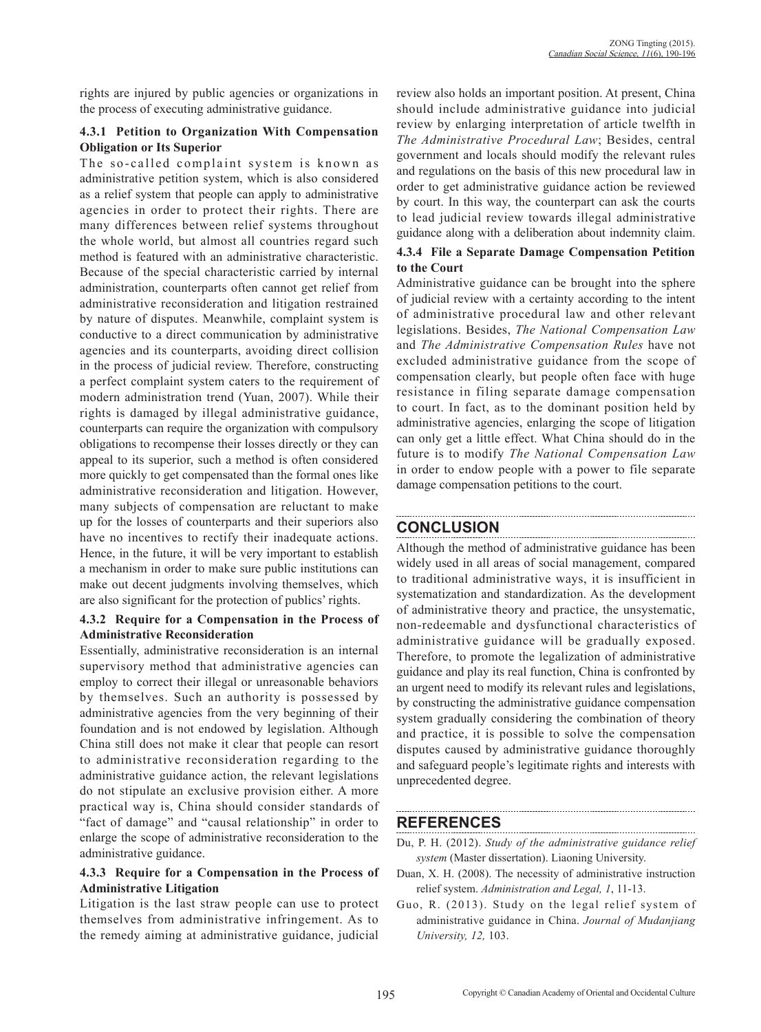rights are injured by public agencies or organizations in the process of executing administrative guidance.

#### 4.3.1 Petition to Organization With Compensation Obligation or Its Superior

The so-called complaint system is known as administrative petition system, which is also considered as a relief system that people can apply to administrative agencies in order to protect their rights. There are many differences between relief systems throughout the whole world, but almost all countries regard such method is featured with an administrative characteristic. Because of the special characteristic carried by internal administration, counterparts often cannot get relief from administrative reconsideration and litigation restrained by nature of disputes. Meanwhile, complaint system is conductive to a direct communication by administrative agencies and its counterparts, avoiding direct collision in the process of judicial review. Therefore, constructing a perfect complaint system caters to the requirement of modern administration trend (Yuan, 2007). While their rights is damaged by illegal administrative guidance, counterparts can require the organization with compulsory obligations to recompense their losses directly or they can appeal to its superior, such a method is often considered more quickly to get compensated than the formal ones like administrative reconsideration and litigation. However, many subjects of compensation are reluctant to make up for the losses of counterparts and their superiors also have no incentives to rectify their inadequate actions. Hence, in the future, it will be very important to establish a mechanism in order to make sure public institutions can make out decent judgments involving themselves, which are also significant for the protection of publics' rights.

#### 4.3.2 Require for a Compensation in the Process of Administrative Reconsideration

Essentially, administrative reconsideration is an internal supervisory method that administrative agencies can employ to correct their illegal or unreasonable behaviors by themselves. Such an authority is possessed by administrative agencies from the very beginning of their foundation and is not endowed by legislation. Although China still does not make it clear that people can resort to administrative reconsideration regarding to the administrative guidance action, the relevant legislations do not stipulate an exclusive provision either. A more practical way is, China should consider standards of "fact of damage" and "causal relationship" in order to enlarge the scope of administrative reconsideration to the administrative guidance.

#### 4.3.3 Require for a Compensation in the Process of Administrative Litigation

Litigation is the last straw people can use to protect themselves from administrative infringement. As to the remedy aiming at administrative guidance, judicial review also holds an important position. At present, China should include administrative guidance into judicial review by enlarging interpretation of article twelfth in *The Administrative Procedural Law*; Besides, central government and locals should modify the relevant rules and regulations on the basis of this new procedural law in order to get administrative guidance action be reviewed by court. In this way, the counterpart can ask the courts to lead judicial review towards illegal administrative guidance along with a deliberation about indemnity claim.

#### 4.3.4 File a Separate Damage Compensation Petition to the Court

Administrative guidance can be brought into the sphere of judicial review with a certainty according to the intent of administrative procedural law and other relevant legislations. Besides, *The National Compensation Law* and *The Administrative Compensation Rules* have not excluded administrative guidance from the scope of compensation clearly, but people often face with huge resistance in filing separate damage compensation to court. In fact, as to the dominant position held by administrative agencies, enlarging the scope of litigation can only get a little effect. What China should do in the future is to modify *The National Compensation Law* in order to endow people with a power to file separate damage compensation petitions to the court.

## CONCLUSION

Although the method of administrative guidance has been widely used in all areas of social management, compared to traditional administrative ways, it is insufficient in systematization and standardization. As the development of administrative theory and practice, the unsystematic, non-redeemable and dysfunctional characteristics of administrative guidance will be gradually exposed. Therefore, to promote the legalization of administrative guidance and play its real function, China is confronted by an urgent need to modify its relevant rules and legislations, by constructing the administrative guidance compensation system gradually considering the combination of theory and practice, it is possible to solve the compensation disputes caused by administrative guidance thoroughly and safeguard people's legitimate rights and interests with unprecedented degree.

## REFERENCES

Du, P. H. (2012). *Study of the administrative guidance relief system* (Master dissertation). Liaoning University.

Duan, X. H. (2008). The necessity of administrative instruction relief system. *Administration and Legal, 1*, 11-13.

Guo, R. (2013). Study on the legal relief system of administrative guidance in China. *Journal of Mudanjiang University, 12,* 103.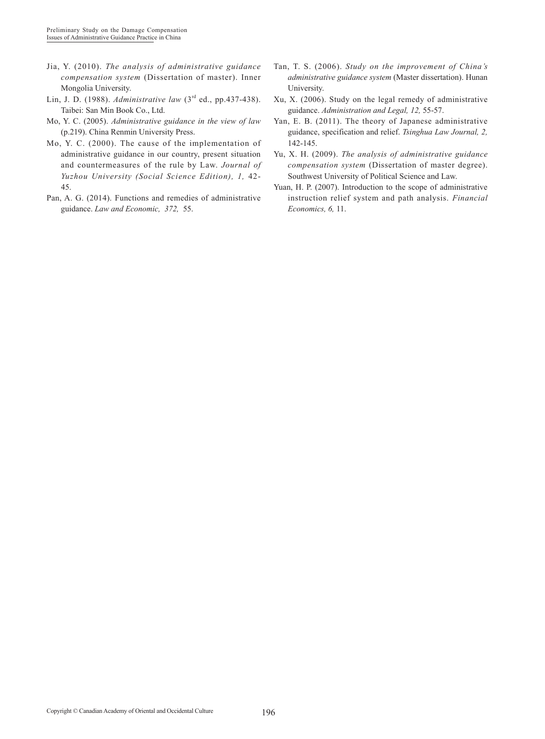Jia, Y. (2010). *The analysis of administrative guidance compensation system* (Dissertation of master). Inner Mongolia University.

Lin, J. D. (1988). *Administrative law* (3rd ed., pp.437-438). Taibei: San Min Book Co., Ltd.

Mo, Y. C. (2005). *Administrative guidance in the view of law* (p.219). China Renmin University Press.

Mo, Y. C. (2000). The cause of the implementation of administrative guidance in our country, present situation and countermeasures of the rule by Law. *Journal of Yuzhou University (Social Science Edition), 1,* 42-45.

Pan, A. G. (2014). Functions and remedies of administrative guidance. *Law and Economic, 372,* 55.

Tan, T. S. (2006). *Study on the improvement of China's administrative guidance system* (Master dissertation). Hunan University.

Xu, X. (2006). Study on the legal remedy of administrative guidance. *Administration and Legal, 12,* 55-57.

Yan, E. B. (2011). The theory of Japanese administrative guidance, specification and relief. *Tsinghua Law Journal, 2,* 142-145.

Yu, X. H. (2009). *The analysis of administrative guidance compensation system* (Dissertation of master degree). Southwest University of Political Science and Law.

Yuan, H. P. (2007). Introduction to the scope of administrative instruction relief system and path analysis. *Financial Economics, 6,* 11.